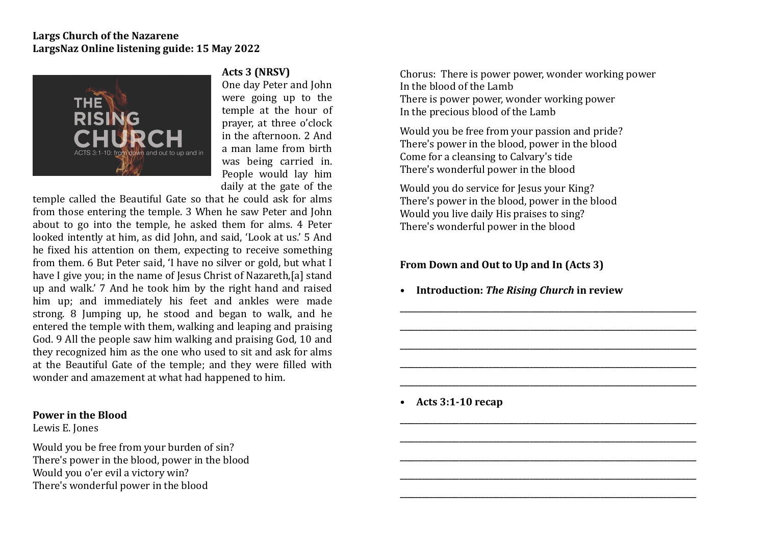**Largs Church of the Nazarene**
**LargsNaz Online listening guide: 15 May 2022**

**Acts 3 (NRSV)**

One day Peter and John were going up to the temple at the hour of prayer, at three o'clock in the afternoon. 2 And a man lame from birth was being carried in. People would lay him daily at the gate of the temple called the Beautiful Gate so that he could ask for alms from those entering the temple. 3 When he saw Peter and John about to go into the temple, he asked them for alms. 4 Peter looked intently at him, as did John, and said, 'Look at us.' 5 And he fixed his attention on them, expecting to receive something from them. 6 But Peter said, 'I have no silver or gold, but what I have I give you; in the name of Jesus Christ of Nazareth,[a] stand up and walk.' 7 And he took him by the right hand and raised him up; and immediately his feet and ankles were made strong. 8 Jumping up, he stood and began to walk, and he entered the temple with them, walking and leaping and praising God. 9 All the people saw him walking and praising God, 10 and they recognized him as the one who used to sit and ask for alms at the Beautiful Gate of the temple; and they were filled with wonder and amazement at what had happened to him.

**Power in the Blood**
Lewis E. Jones

Would you be free from your burden of sin?
There's power in the blood, power in the blood
Would you o'er evil a victory win?
There's wonderful power in the blood

Chorus: There is power power, wonder working power
In the blood of the Lamb
There is power power, wonder working power
In the precious blood of the Lamb

Would you be free from your passion and pride?
There's power in the blood, power in the blood
Come for a cleansing to Calvary's tide
There's wonderful power in the blood

Would you do service for Jesus your King?
There's power in the blood, power in the blood
Would you live daily His praises to sing?
There's wonderful power in the blood

**From Down and Out to Up and In (Acts 3)**

- **Introduction: *The Rising Church* in review**

\_\_\_\_\_\_\_\_\_\_\_\_\_\_\_\_\_\_\_\_\_\_\_\_\_\_\_\_\_\_\_\_\_\_\_\_\_\_\_\_\_\_\_\_\_\_\_\_\_\_\_\_\_\_\_\_\_\_\_\_\_\_\_\_\_\_\_\_

\_\_\_\_\_\_\_\_\_\_\_\_\_\_\_\_\_\_\_\_\_\_\_\_\_\_\_\_\_\_\_\_\_\_\_\_\_\_\_\_\_\_\_\_\_\_\_\_\_\_\_\_\_\_\_\_\_\_\_\_\_\_\_\_\_\_\_\_

\_\_\_\_\_\_\_\_\_\_\_\_\_\_\_\_\_\_\_\_\_\_\_\_\_\_\_\_\_\_\_\_\_\_\_\_\_\_\_\_\_\_\_\_\_\_\_\_\_\_\_\_\_\_\_\_\_\_\_\_\_\_\_\_\_\_\_\_

\_\_\_\_\_\_\_\_\_\_\_\_\_\_\_\_\_\_\_\_\_\_\_\_\_\_\_\_\_\_\_\_\_\_\_\_\_\_\_\_\_\_\_\_\_\_\_\_\_\_\_\_\_\_\_\_\_\_\_\_\_\_\_\_\_\_\_\_

\_\_\_\_\_\_\_\_\_\_\_\_\_\_\_\_\_\_\_\_\_\_\_\_\_\_\_\_\_\_\_\_\_\_\_\_\_\_\_\_\_\_\_\_\_\_\_\_\_\_\_\_\_\_\_\_\_\_\_\_\_\_\_\_\_\_\_\_

- **Acts 3:1-10 recap**

\_\_\_\_\_\_\_\_\_\_\_\_\_\_\_\_\_\_\_\_\_\_\_\_\_\_\_\_\_\_\_\_\_\_\_\_\_\_\_\_\_\_\_\_\_\_\_\_\_\_\_\_\_\_\_\_\_\_\_\_\_\_\_\_\_\_\_\_

\_\_\_\_\_\_\_\_\_\_\_\_\_\_\_\_\_\_\_\_\_\_\_\_\_\_\_\_\_\_\_\_\_\_\_\_\_\_\_\_\_\_\_\_\_\_\_\_\_\_\_\_\_\_\_\_\_\_\_\_\_\_\_\_\_\_\_\_

\_\_\_\_\_\_\_\_\_\_\_\_\_\_\_\_\_\_\_\_\_\_\_\_\_\_\_\_\_\_\_\_\_\_\_\_\_\_\_\_\_\_\_\_\_\_\_\_\_\_\_\_\_\_\_\_\_\_\_\_\_\_\_\_\_\_\_\_

\_\_\_\_\_\_\_\_\_\_\_\_\_\_\_\_\_\_\_\_\_\_\_\_\_\_\_\_\_\_\_\_\_\_\_\_\_\_\_\_\_\_\_\_\_\_\_\_\_\_\_\_\_\_\_\_\_\_\_\_\_\_\_\_\_\_\_\_

\_\_\_\_\_\_\_\_\_\_\_\_\_\_\_\_\_\_\_\_\_\_\_\_\_\_\_\_\_\_\_\_\_\_\_\_\_\_\_\_\_\_\_\_\_\_\_\_\_\_\_\_\_\_\_\_\_\_\_\_\_\_\_\_\_\_\_\_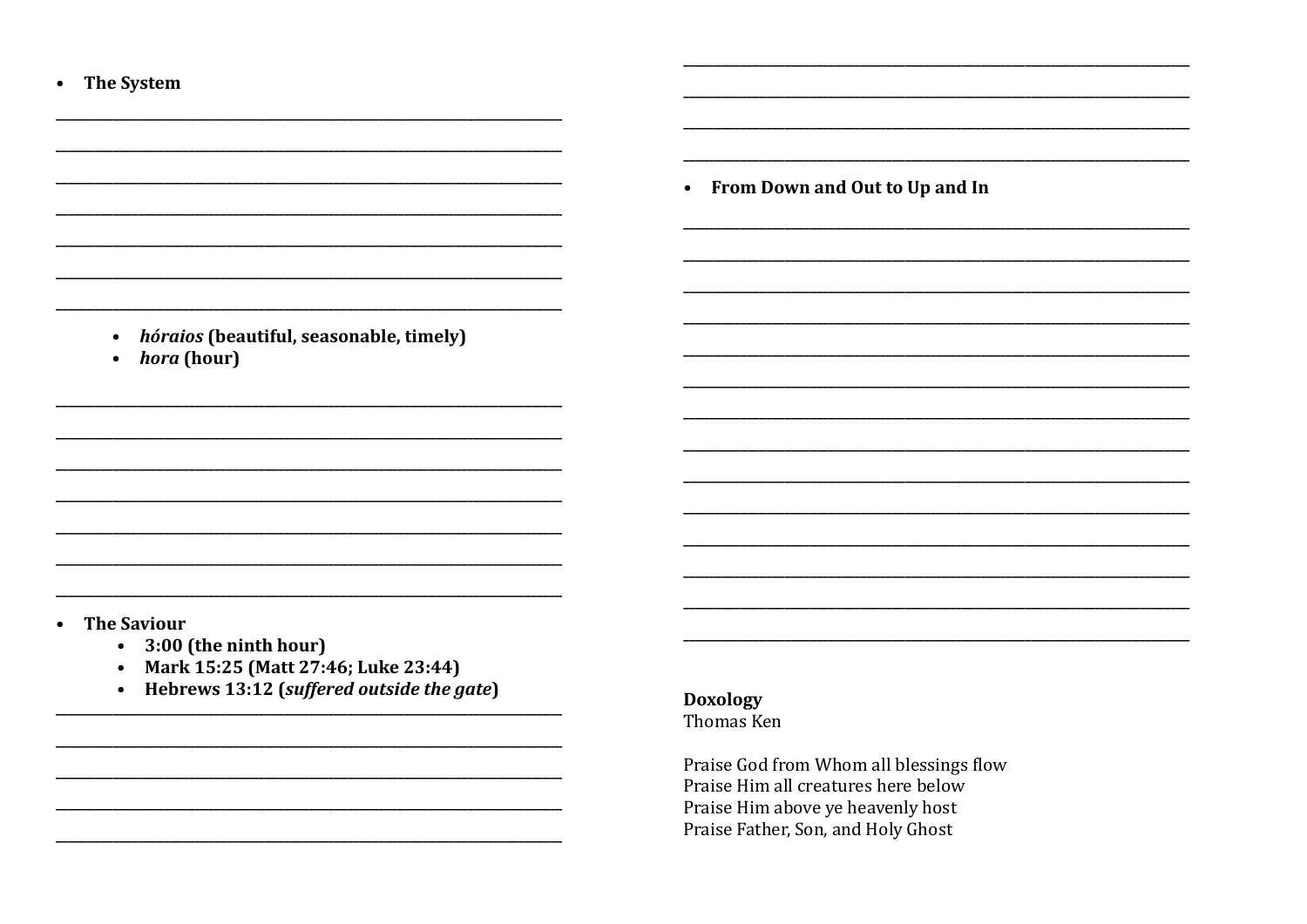- **The System**

    - ***hóraios* (beautiful, seasonable, timely)**
    - ***hora* (hour)**

- **The Saviour**
    - **3:00 (the ninth hour)**
    - **Mark 15:25 (Matt 27:46; Luke 23:44)**
    - **Hebrews 13:12 (*suffered outside the gate*)**

- **From Down and Out to Up and In**

**Doxology**
Thomas Ken

Praise God from Whom all blessings flow
Praise Him all creatures here below
Praise Him above ye heavenly host
Praise Father, Son, and Holy Ghost